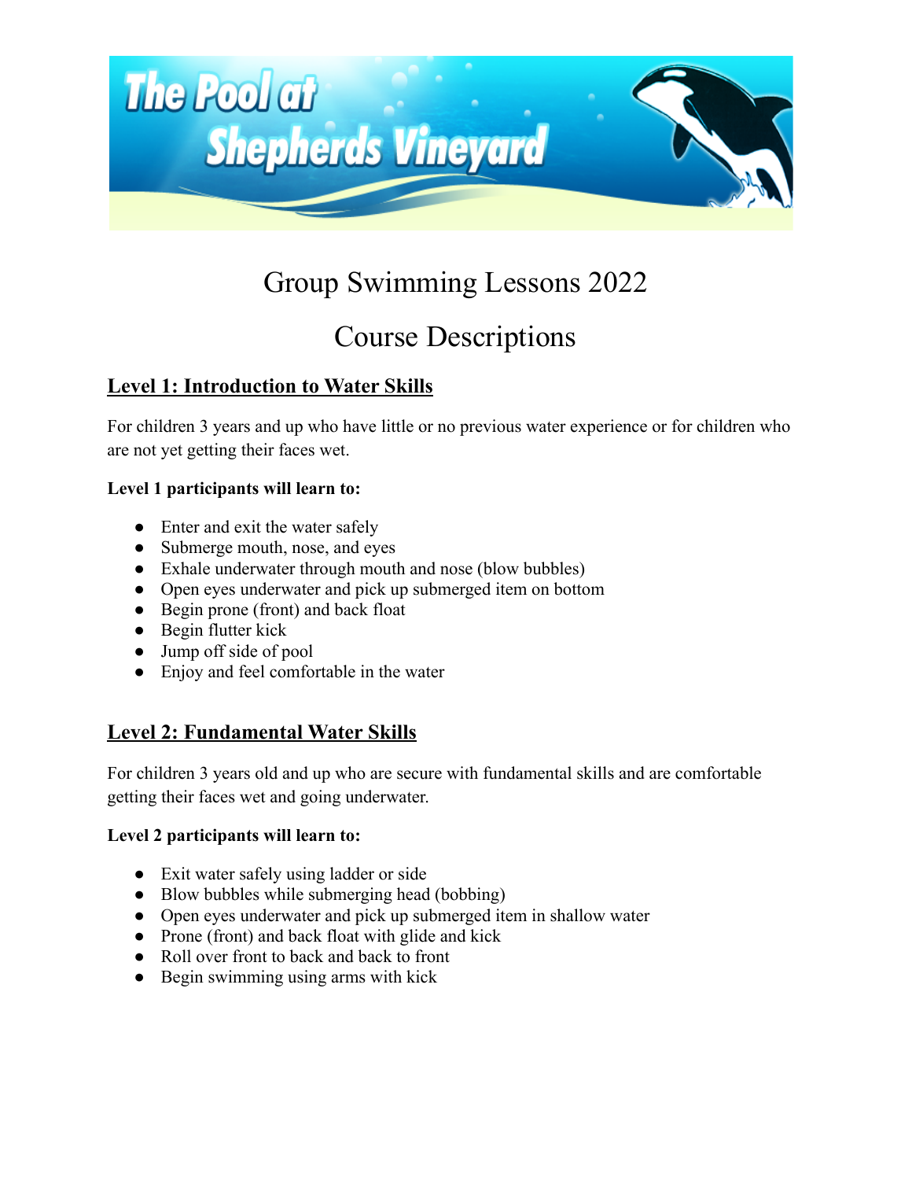The Pool at Shepherds Vineyard

# Group Swimming Lessons 2022

# Course Descriptions

## Level 1: Introduction to Water Skills

For children 3 years and up who have little or no previous water experience or for children who are not yet getting their faces wet.

**Level 1 participants will learn to:**

- Enter and exit the water safely
- Submerge mouth, nose, and eyes
- Exhale underwater through mouth and nose (blow bubbles)
- Open eyes underwater and pick up submerged item on bottom
- Begin prone (front) and back float
- Begin flutter kick
- Jump off side of pool
- Enjoy and feel comfortable in the water

## Level 2: Fundamental Water Skills

For children 3 years old and up who are secure with fundamental skills and are comfortable getting their faces wet and going underwater.

**Level 2 participants will learn to:**

- Exit water safely using ladder or side
- Blow bubbles while submerging head (bobbing)
- Open eyes underwater and pick up submerged item in shallow water
- Prone (front) and back float with glide and kick
- Roll over front to back and back to front
- Begin swimming using arms with kick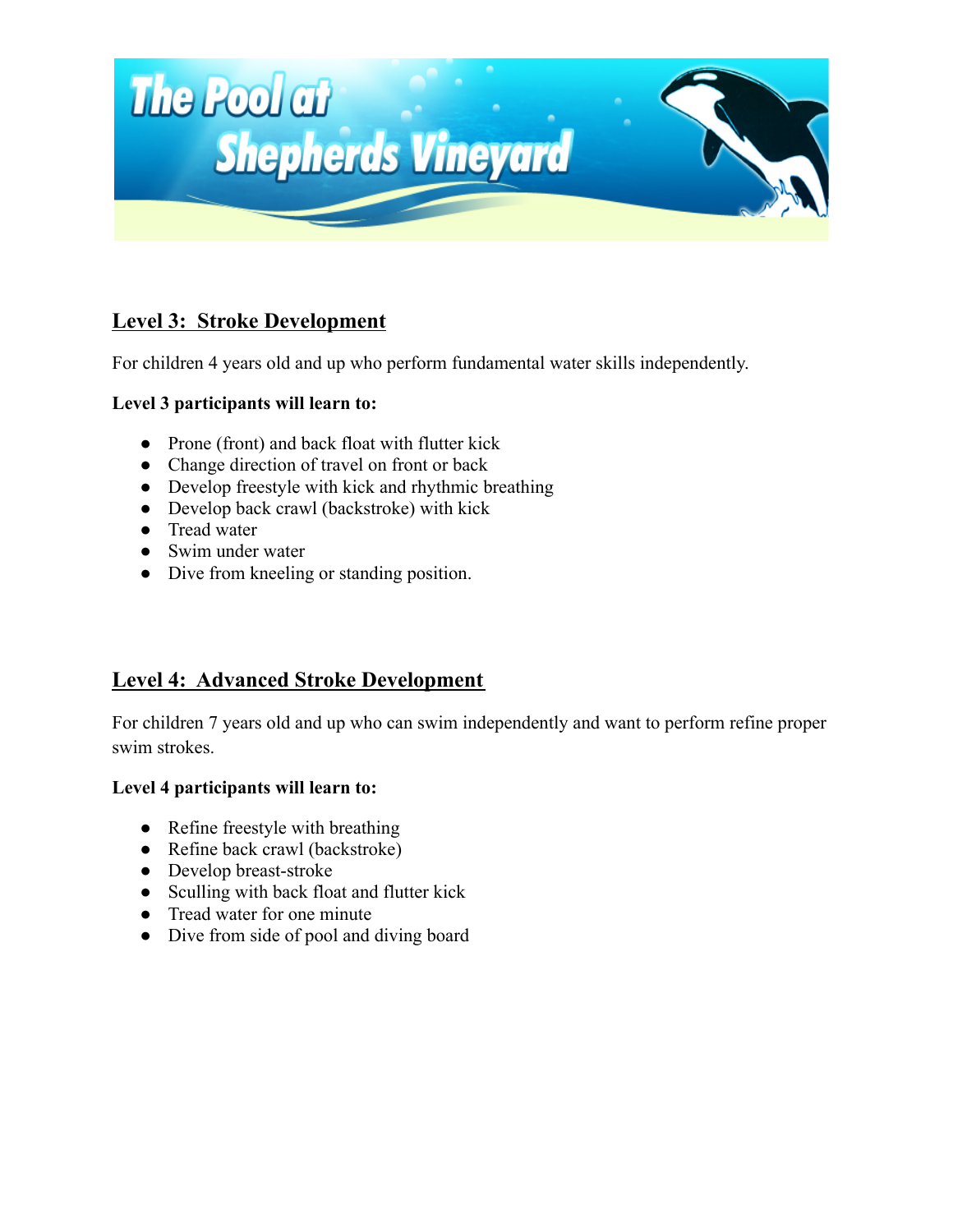## Level 3: Stroke Development

For children 4 years old and up who perform fundamental water skills independently.

**Level 3 participants will learn to:**

- Prone (front) and back float with flutter kick
- Change direction of travel on front or back
- Develop freestyle with kick and rhythmic breathing
- Develop back crawl (backstroke) with kick
- Tread water
- Swim under water
- Dive from kneeling or standing position.

## Level 4: Advanced Stroke Development

For children 7 years old and up who can swim independently and want to perform refine proper swim strokes.

**Level 4 participants will learn to:**

- Refine freestyle with breathing
- Refine back crawl (backstroke)
- Develop breast-stroke
- Sculling with back float and flutter kick
- Tread water for one minute
- Dive from side of pool and diving board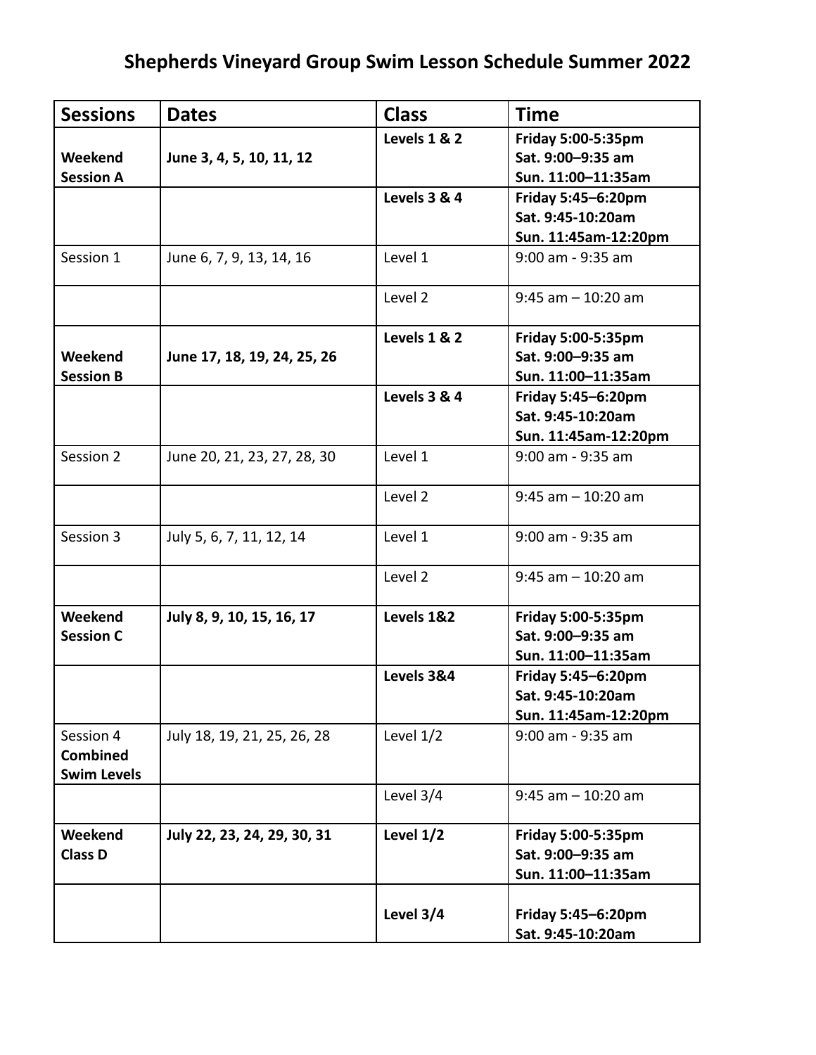# Shepherds Vineyard Group Swim Lesson Schedule Summer 2022

| Sessions | Dates | Class | Time |
|---|---|---|---|
| **Weekend Session A** | **June 3, 4, 5, 10, 11, 12** | **Levels 1 & 2** | **Friday 5:00-5:35pm**<br>**Sat. 9:00–9:35 am**<br>**Sun. 11:00–11:35am** |
| | | **Levels 3 & 4** | **Friday 5:45–6:20pm**<br>**Sat. 9:45-10:20am**<br>**Sun. 11:45am-12:20pm** |
| Session 1 | June 6, 7, 9, 13, 14, 16 | Level 1 | 9:00 am - 9:35 am |
| | | Level 2 | 9:45 am – 10:20 am |
| **Weekend Session B** | **June 17, 18, 19, 24, 25, 26** | **Levels 1 & 2** | **Friday 5:00-5:35pm**<br>**Sat. 9:00–9:35 am**<br>**Sun. 11:00–11:35am** |
| | | **Levels 3 & 4** | **Friday 5:45–6:20pm**<br>**Sat. 9:45-10:20am**<br>**Sun. 11:45am-12:20pm** |
| Session 2 | June 20, 21, 23, 27, 28, 30 | Level 1 | 9:00 am - 9:35 am |
| | | Level 2 | 9:45 am – 10:20 am |
| Session 3 | July 5, 6, 7, 11, 12, 14 | Level 1 | 9:00 am - 9:35 am |
| | | Level 2 | 9:45 am – 10:20 am |
| **Weekend Session C** | **July 8, 9, 10, 15, 16, 17** | **Levels 1&2** | **Friday 5:00-5:35pm**<br>**Sat. 9:00–9:35 am**<br>**Sun. 11:00–11:35am** |
| | | **Levels 3&4** | **Friday 5:45–6:20pm**<br>**Sat. 9:45-10:20am**<br>**Sun. 11:45am-12:20pm** |
| Session 4 **Combined Swim Levels** | July 18, 19, 21, 25, 26, 28 | Level 1/2 | 9:00 am - 9:35 am |
| | | Level 3/4 | 9:45 am – 10:20 am |
| **Weekend Class D** | **July 22, 23, 24, 29, 30, 31** | **Level 1/2** | **Friday 5:00-5:35pm**<br>**Sat. 9:00–9:35 am**<br>**Sun. 11:00–11:35am** |
| | | **Level 3/4** | **Friday 5:45–6:20pm**<br>**Sat. 9:45-10:20am** |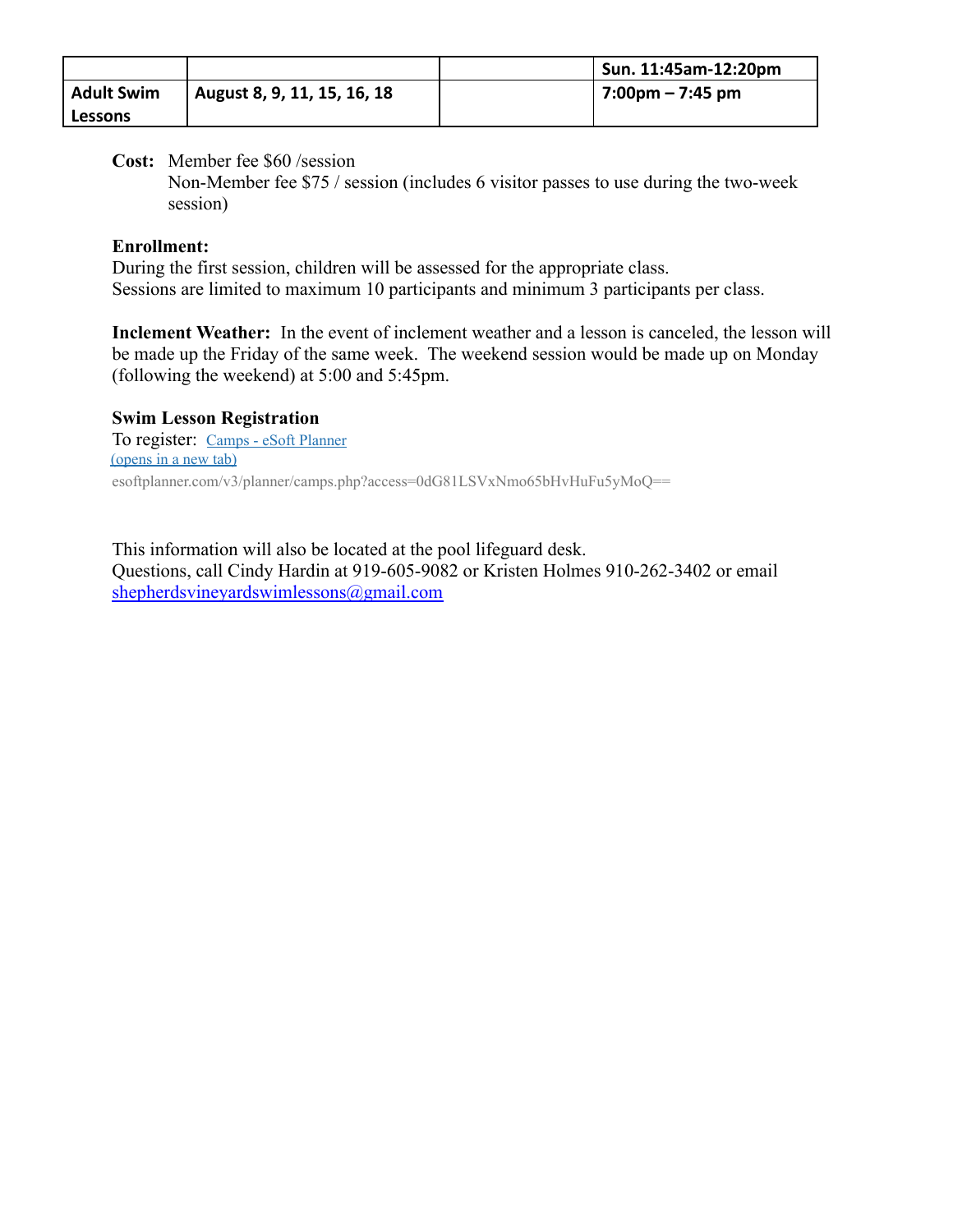| | | | |
|---|---|---|---|
| | | | **Sun. 11:45am-12:20pm** |
| **Adult Swim Lessons** | **August 8, 9, 11, 15, 16, 18** | | **7:00pm – 7:45 pm** |

**Cost:** Member fee $60 /session
Non-Member fee $75 / session (includes 6 visitor passes to use during the two-week session)

**Enrollment:**
During the first session, children will be assessed for the appropriate class.
Sessions are limited to maximum 10 participants and minimum 3 participants per class.

**Inclement Weather:** In the event of inclement weather and a lesson is canceled, the lesson will be made up the Friday of the same week. The weekend session would be made up on Monday (following the weekend) at 5:00 and 5:45pm.

**Swim Lesson Registration**
To register: Camps - eSoft Planner
(opens in a new tab)
esoftplanner.com/v3/planner/camps.php?access=0dG81LSVxNmo65bHvHuFu5yMoQ==

This information will also be located at the pool lifeguard desk.
Questions, call Cindy Hardin at 919-605-9082 or Kristen Holmes 910-262-3402 or email shepherdsvineyardswimlessons@gmail.com